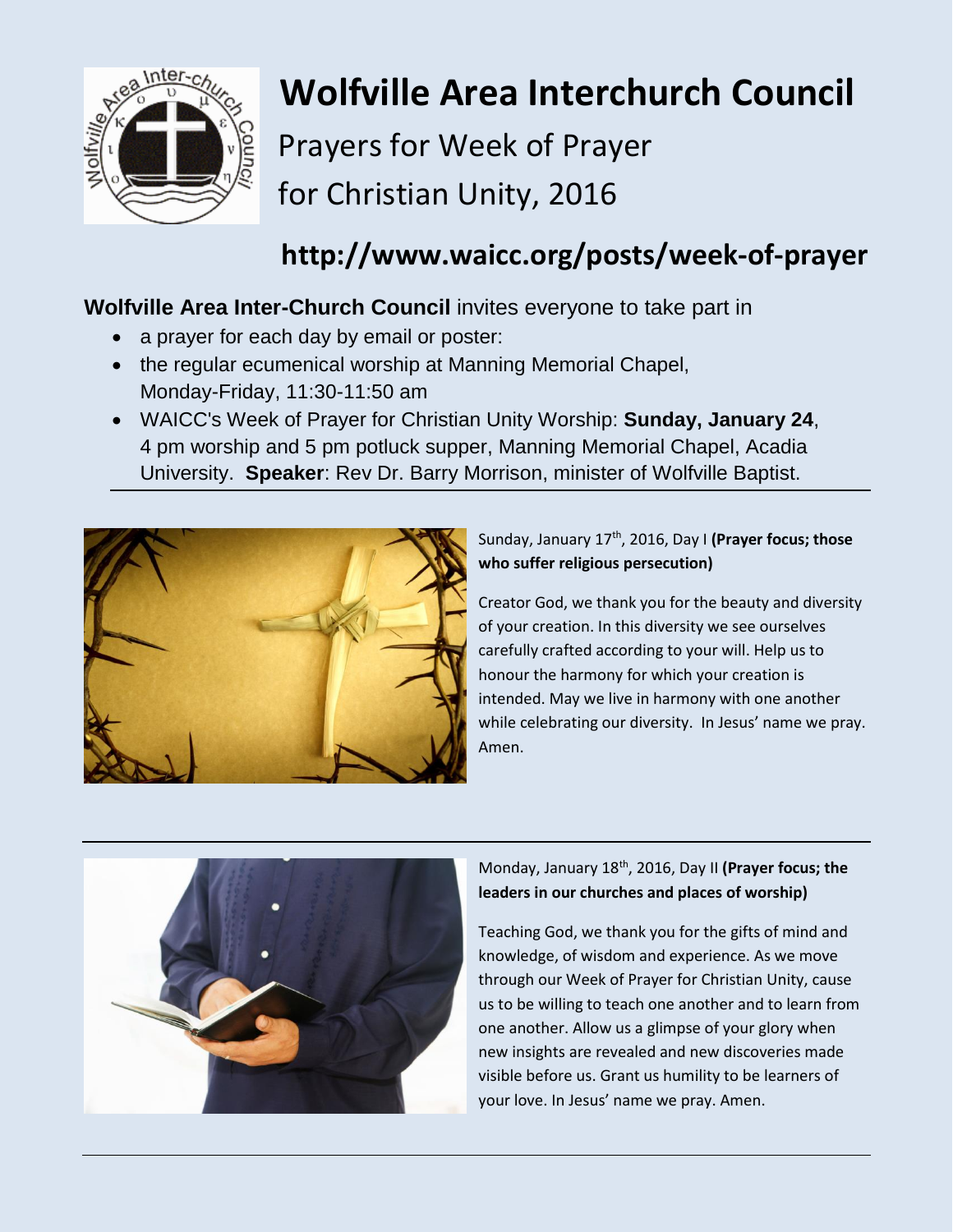# Wolfville Area Interchurch Council

## Prayers for Week of Prayer for Christian Unity, 2016

## http://www.waicc.org/posts/week-of-prayer

**Wolfville Area Inter-Church Council** invites everyone to take part in

- a prayer for each day by email or poster:
- the regular ecumenical worship at Manning Memorial Chapel, Monday-Friday, 11:30-11:50 am
- WAICC's Week of Prayer for Christian Unity Worship: **Sunday, January 24**, 4 pm worship and 5 pm potluck supper, Manning Memorial Chapel, Acadia University. **Speaker**: Rev Dr. Barry Morrison, minister of Wolfville Baptist.

---

Sunday, January 17th, 2016, Day I **(Prayer focus; those who suffer religious persecution)**

Creator God, we thank you for the beauty and diversity of your creation. In this diversity we see ourselves carefully crafted according to your will. Help us to honour the harmony for which your creation is intended. May we live in harmony with one another while celebrating our diversity. In Jesus' name we pray. Amen.

---

Monday, January 18th, 2016, Day II **(Prayer focus; the leaders in our churches and places of worship)**

Teaching God, we thank you for the gifts of mind and knowledge, of wisdom and experience. As we move through our Week of Prayer for Christian Unity, cause us to be willing to teach one another and to learn from one another. Allow us a glimpse of your glory when new insights are revealed and new discoveries made visible before us. Grant us humility to be learners of your love. In Jesus' name we pray. Amen.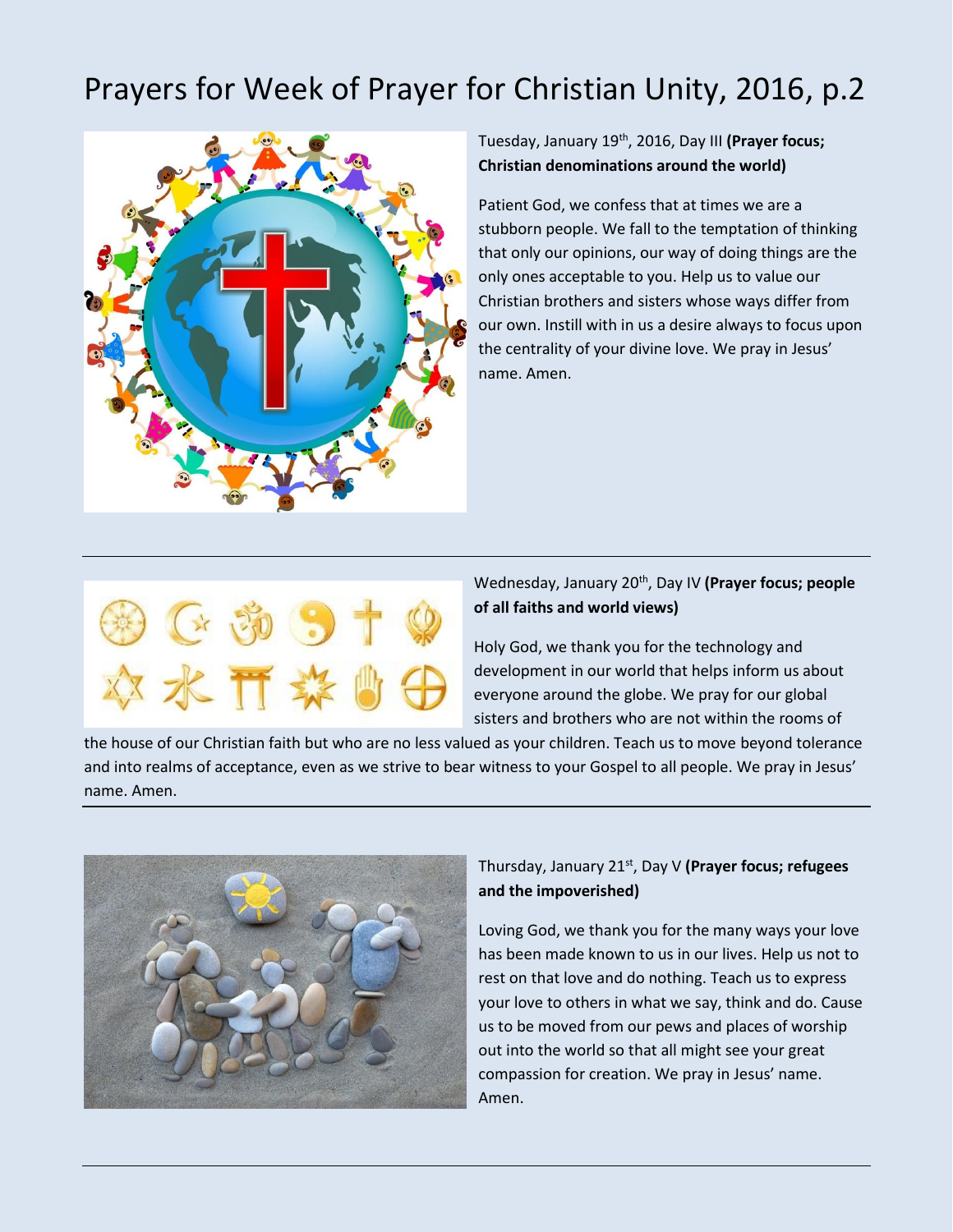# Prayers for Week of Prayer for Christian Unity, 2016, p.2

Tuesday, January 19th, 2016, Day III **(Prayer focus; Christian denominations around the world)**

Patient God, we confess that at times we are a stubborn people. We fall to the temptation of thinking that only our opinions, our way of doing things are the only ones acceptable to you. Help us to value our Christian brothers and sisters whose ways differ from our own. Instill with in us a desire always to focus upon the centrality of your divine love. We pray in Jesus' name. Amen.

---

Wednesday, January 20th, Day IV **(Prayer focus; people of all faiths and world views)**

Holy God, we thank you for the technology and development in our world that helps inform us about everyone around the globe. We pray for our global sisters and brothers who are not within the rooms of the house of our Christian faith but who are no less valued as your children. Teach us to move beyond tolerance and into realms of acceptance, even as we strive to bear witness to your Gospel to all people. We pray in Jesus' name. Amen.

---

Thursday, January 21st, Day V **(Prayer focus; refugees and the impoverished)**

Loving God, we thank you for the many ways your love has been made known to us in our lives. Help us not to rest on that love and do nothing. Teach us to express your love to others in what we say, think and do. Cause us to be moved from our pews and places of worship out into the world so that all might see your great compassion for creation. We pray in Jesus' name. Amen.

---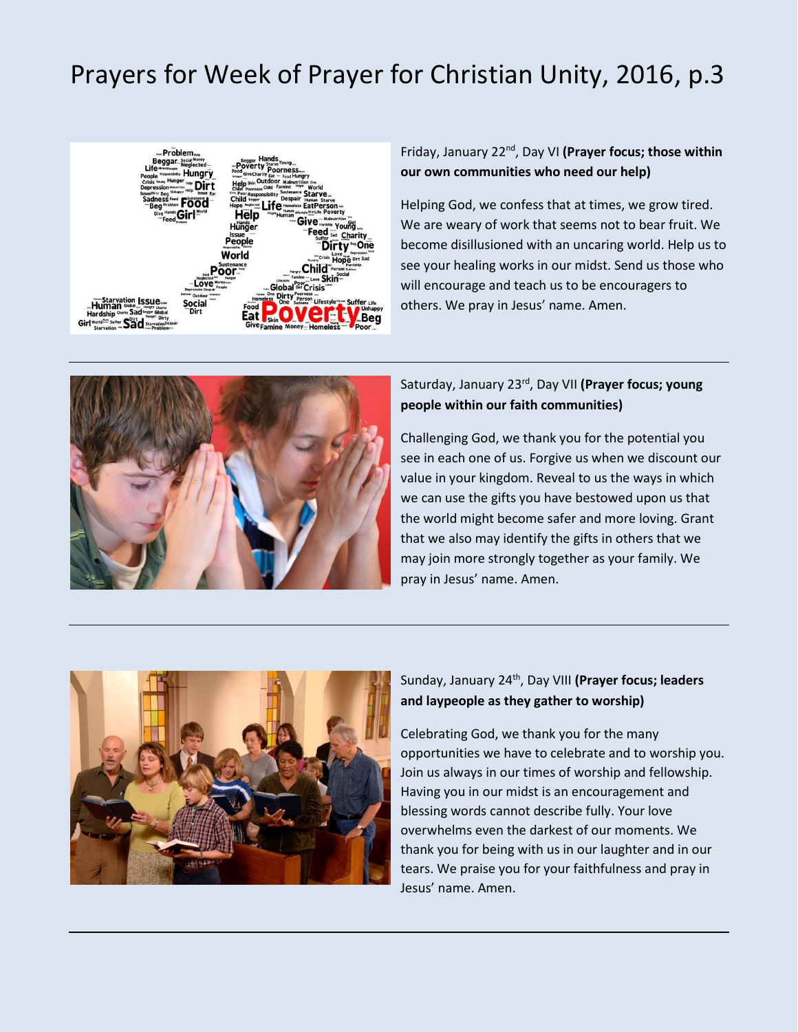# Prayers for Week of Prayer for Christian Unity, 2016, p.3

Friday, January 22nd, Day VI **(Prayer focus; those within our own communities who need our help)**

Helping God, we confess that at times, we grow tired. We are weary of work that seems not to bear fruit. We become disillusioned with an uncaring world. Help us to see your healing works in our midst. Send us those who will encourage and teach us to be encouragers to others. We pray in Jesus' name. Amen.

---

Saturday, January 23rd, Day VII **(Prayer focus; young people within our faith communities)**

Challenging God, we thank you for the potential you see in each one of us. Forgive us when we discount our value in your kingdom. Reveal to us the ways in which we can use the gifts you have bestowed upon us that the world might become safer and more loving. Grant that we also may identify the gifts in others that we may join more strongly together as your family. We pray in Jesus' name. Amen.

---

Sunday, January 24th, Day VIII **(Prayer focus; leaders and laypeople as they gather to worship)**

Celebrating God, we thank you for the many opportunities we have to celebrate and to worship you. Join us always in our times of worship and fellowship. Having you in our midst is an encouragement and blessing words cannot describe fully. Your love overwhelms even the darkest of our moments. We thank you for being with us in our laughter and in our tears. We praise you for your faithfulness and pray in Jesus' name. Amen.

---